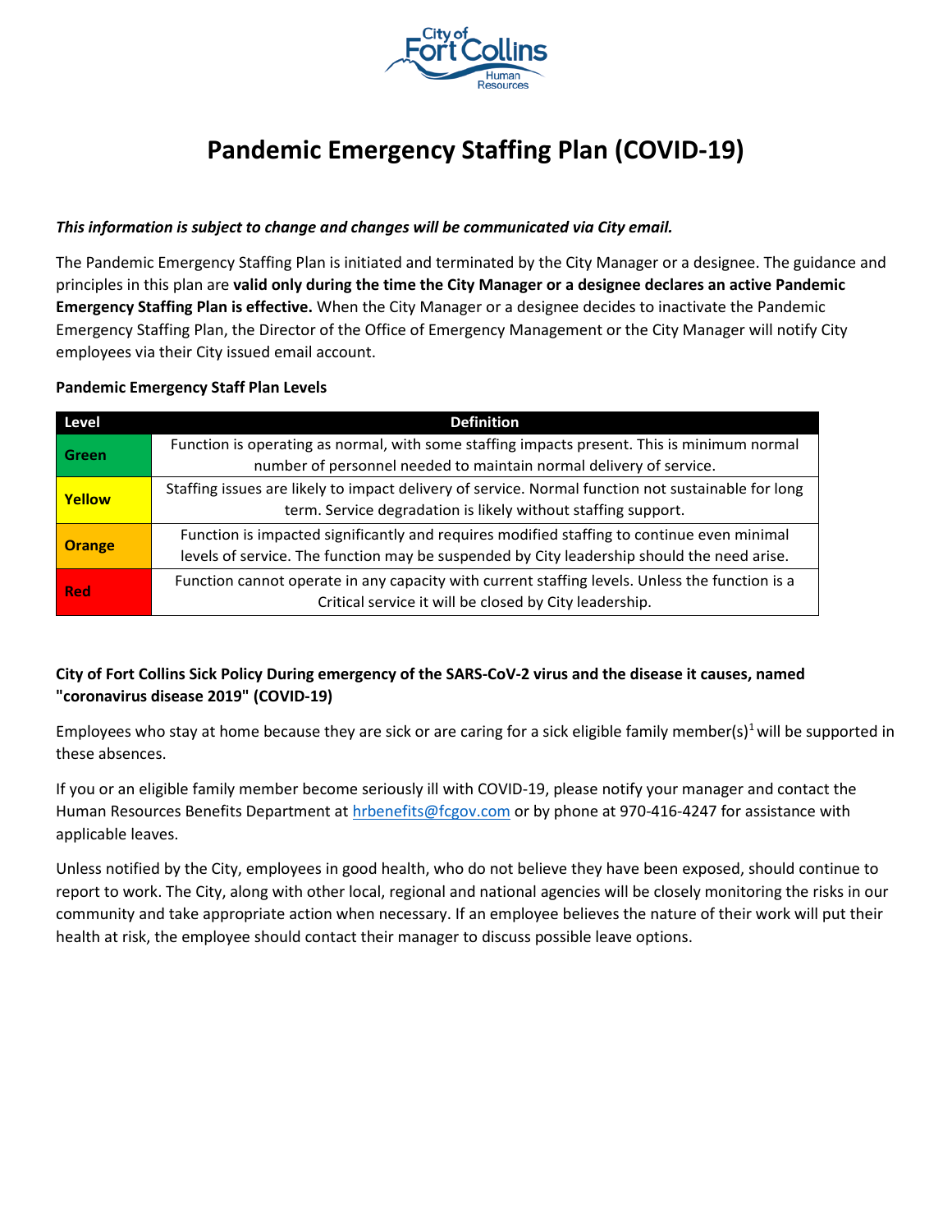# Pandemic Emergency Staffing Plan (COVID-19)

***This information is subject to change and changes will be communicated via City email.***

The Pandemic Emergency Staffing Plan is initiated and terminated by the City Manager or a designee. The guidance and principles in this plan are **valid only during the time the City Manager or a designee declares an active Pandemic Emergency Staffing Plan is effective.** When the City Manager or a designee decides to inactivate the Pandemic Emergency Staffing Plan, the Director of the Office of Emergency Management or the City Manager will notify City employees via their City issued email account.

### Pandemic Emergency Staff Plan Levels

| Level | Definition |
|---|---|
| Green | Function is operating as normal, with some staffing impacts present. This is minimum normal number of personnel needed to maintain normal delivery of service. |
| Yellow | Staffing issues are likely to impact delivery of service. Normal function not sustainable for long term. Service degradation is likely without staffing support. |
| Orange | Function is impacted significantly and requires modified staffing to continue even minimal levels of service. The function may be suspended by City leadership should the need arise. |
| Red | Function cannot operate in any capacity with current staffing levels. Unless the function is a Critical service it will be closed by City leadership. |

### City of Fort Collins Sick Policy During emergency of the SARS-CoV-2 virus and the disease it causes, named "coronavirus disease 2019" (COVID-19)

Employees who stay at home because they are sick or are caring for a sick eligible family member(s)[1] will be supported in these absences.

If you or an eligible family member become seriously ill with COVID-19, please notify your manager and contact the Human Resources Benefits Department at hrbenefits@fcgov.com or by phone at 970-416-4247 for assistance with applicable leaves.

Unless notified by the City, employees in good health, who do not believe they have been exposed, should continue to report to work. The City, along with other local, regional and national agencies will be closely monitoring the risks in our community and take appropriate action when necessary. If an employee believes the nature of their work will put their health at risk, the employee should contact their manager to discuss possible leave options.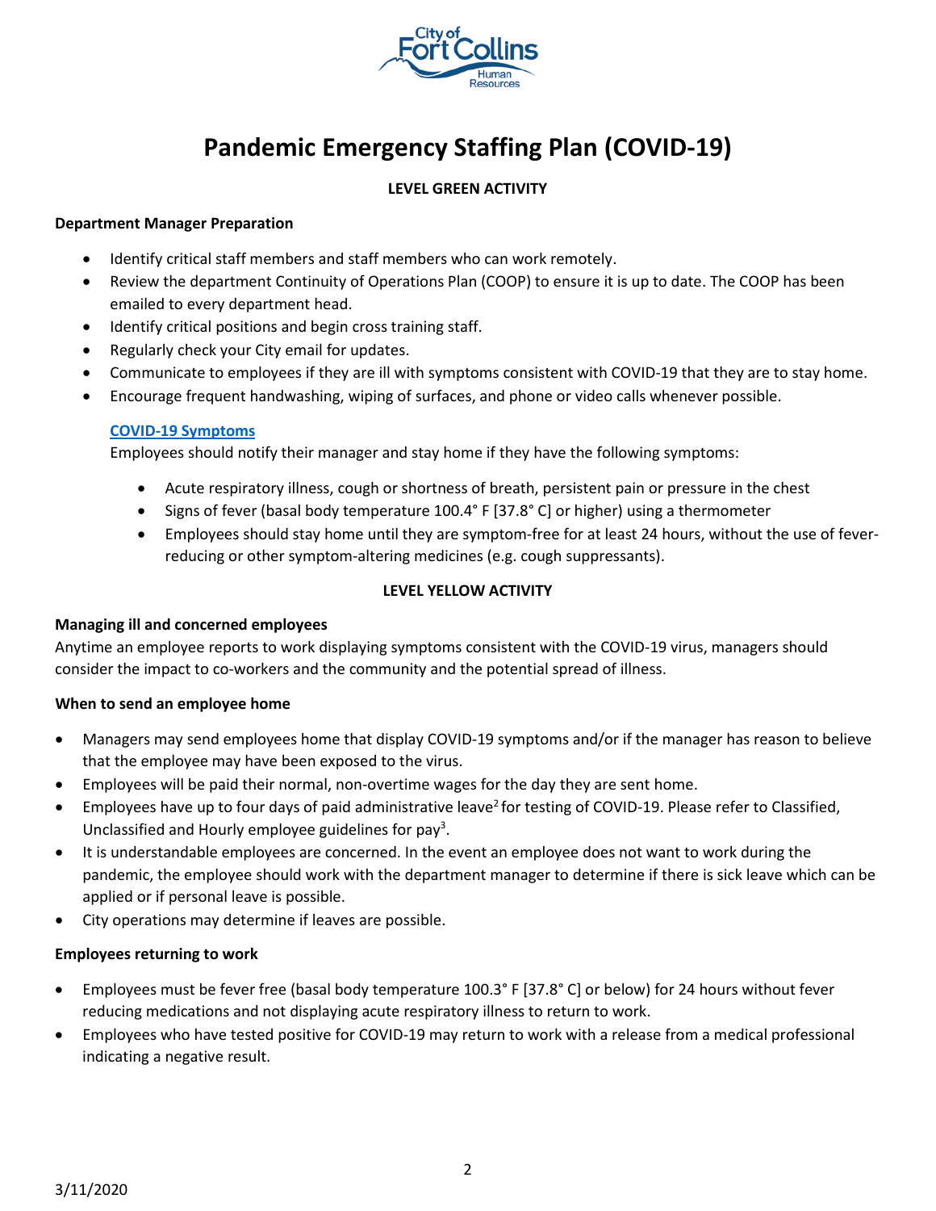# Pandemic Emergency Staffing Plan (COVID-19)

**LEVEL GREEN ACTIVITY**

**Department Manager Preparation**

- Identify critical staff members and staff members who can work remotely.
- Review the department Continuity of Operations Plan (COOP) to ensure it is up to date. The COOP has been emailed to every department head.
- Identify critical positions and begin cross training staff.
- Regularly check your City email for updates.
- Communicate to employees if they are ill with symptoms consistent with COVID-19 that they are to stay home.
- Encourage frequent handwashing, wiping of surfaces, and phone or video calls whenever possible.

  **COVID-19 Symptoms**

  Employees should notify their manager and stay home if they have the following symptoms:

  - Acute respiratory illness, cough or shortness of breath, persistent pain or pressure in the chest
  - Signs of fever (basal body temperature 100.4° F [37.8° C] or higher) using a thermometer
  - Employees should stay home until they are symptom-free for at least 24 hours, without the use of fever-reducing or other symptom-altering medicines (e.g. cough suppressants).

**LEVEL YELLOW ACTIVITY**

**Managing ill and concerned employees**

Anytime an employee reports to work displaying symptoms consistent with the COVID-19 virus, managers should consider the impact to co-workers and the community and the potential spread of illness.

**When to send an employee home**

- Managers may send employees home that display COVID-19 symptoms and/or if the manager has reason to believe that the employee may have been exposed to the virus.
- Employees will be paid their normal, non-overtime wages for the day they are sent home.
- Employees have up to four days of paid administrative leave[2] for testing of COVID-19. Please refer to Classified, Unclassified and Hourly employee guidelines for pay[3].
- It is understandable employees are concerned. In the event an employee does not want to work during the pandemic, the employee should work with the department manager to determine if there is sick leave which can be applied or if personal leave is possible.
- City operations may determine if leaves are possible.

**Employees returning to work**

- Employees must be fever free (basal body temperature 100.3° F [37.8° C] or below) for 24 hours without fever reducing medications and not displaying acute respiratory illness to return to work.
- Employees who have tested positive for COVID-19 may return to work with a release from a medical professional indicating a negative result.

3/11/2020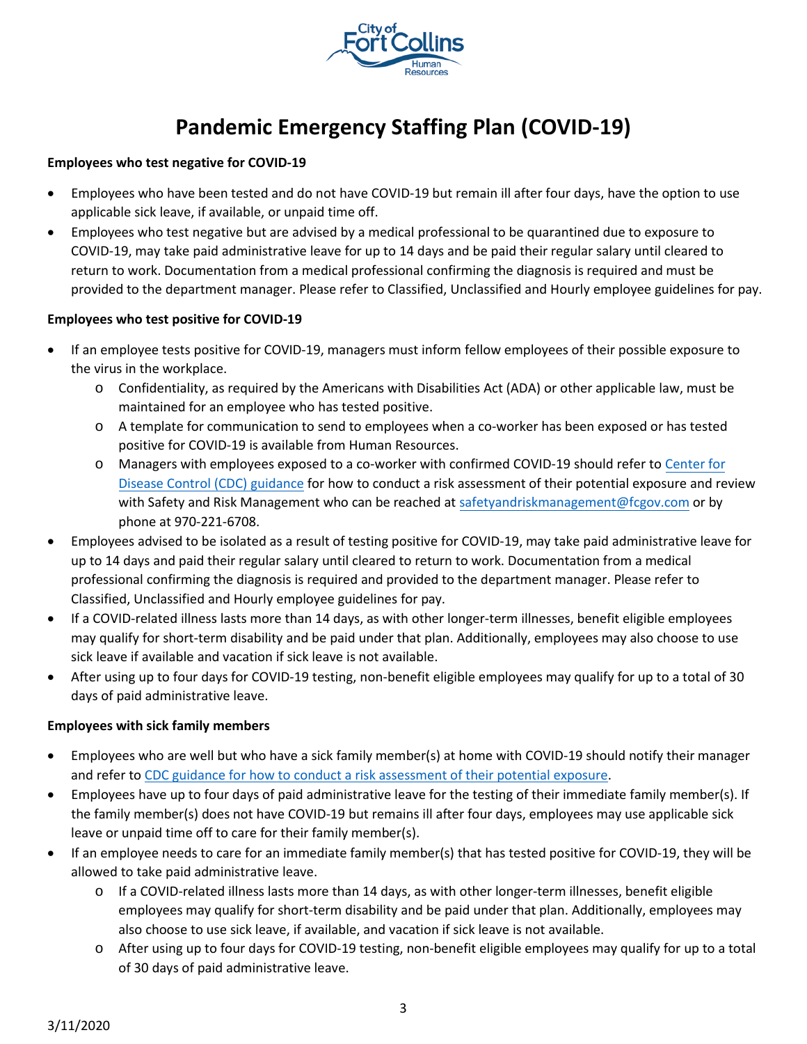# Pandemic Emergency Staffing Plan (COVID-19)

**Employees who test negative for COVID-19**

- Employees who have been tested and do not have COVID-19 but remain ill after four days, have the option to use applicable sick leave, if available, or unpaid time off.
- Employees who test negative but are advised by a medical professional to be quarantined due to exposure to COVID-19, may take paid administrative leave for up to 14 days and be paid their regular salary until cleared to return to work. Documentation from a medical professional confirming the diagnosis is required and must be provided to the department manager. Please refer to Classified, Unclassified and Hourly employee guidelines for pay.

**Employees who test positive for COVID-19**

- If an employee tests positive for COVID-19, managers must inform fellow employees of their possible exposure to the virus in the workplace.
  - Confidentiality, as required by the Americans with Disabilities Act (ADA) or other applicable law, must be maintained for an employee who has tested positive.
  - A template for communication to send to employees when a co-worker has been exposed or has tested positive for COVID-19 is available from Human Resources.
  - Managers with employees exposed to a co-worker with confirmed COVID-19 should refer to Center for Disease Control (CDC) guidance for how to conduct a risk assessment of their potential exposure and review with Safety and Risk Management who can be reached at safetyandriskmanagement@fcgov.com or by phone at 970-221-6708.
- Employees advised to be isolated as a result of testing positive for COVID-19, may take paid administrative leave for up to 14 days and paid their regular salary until cleared to return to work. Documentation from a medical professional confirming the diagnosis is required and provided to the department manager. Please refer to Classified, Unclassified and Hourly employee guidelines for pay.
- If a COVID-related illness lasts more than 14 days, as with other longer-term illnesses, benefit eligible employees may qualify for short-term disability and be paid under that plan. Additionally, employees may also choose to use sick leave if available and vacation if sick leave is not available.
- After using up to four days for COVID-19 testing, non-benefit eligible employees may qualify for up to a total of 30 days of paid administrative leave.

**Employees with sick family members**

- Employees who are well but who have a sick family member(s) at home with COVID-19 should notify their manager and refer to CDC guidance for how to conduct a risk assessment of their potential exposure.
- Employees have up to four days of paid administrative leave for the testing of their immediate family member(s). If the family member(s) does not have COVID-19 but remains ill after four days, employees may use applicable sick leave or unpaid time off to care for their family member(s).
- If an employee needs to care for an immediate family member(s) that has tested positive for COVID-19, they will be allowed to take paid administrative leave.
  - If a COVID-related illness lasts more than 14 days, as with other longer-term illnesses, benefit eligible employees may qualify for short-term disability and be paid under that plan. Additionally, employees may also choose to use sick leave, if available, and vacation if sick leave is not available.
  - After using up to four days for COVID-19 testing, non-benefit eligible employees may qualify for up to a total of 30 days of paid administrative leave.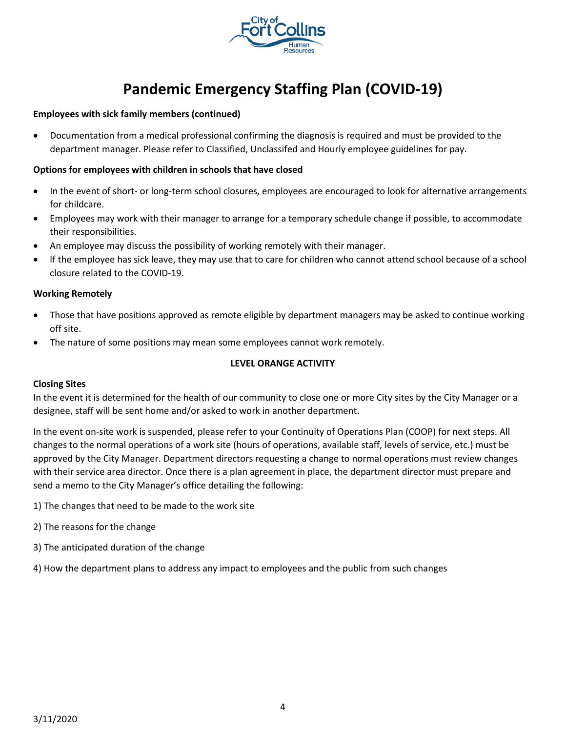**Employees with sick family members (continued)**

- Documentation from a medical professional confirming the diagnosis is required and must be provided to the department manager. Please refer to Classified, Unclassifed and Hourly employee guidelines for pay.

**Options for employees with children in schools that have closed**

- In the event of short- or long-term school closures, employees are encouraged to look for alternative arrangements for childcare.
- Employees may work with their manager to arrange for a temporary schedule change if possible, to accommodate their responsibilities.
- An employee may discuss the possibility of working remotely with their manager.
- If the employee has sick leave, they may use that to care for children who cannot attend school because of a school closure related to the COVID-19.

**Working Remotely**

- Those that have positions approved as remote eligible by department managers may be asked to continue working off site.
- The nature of some positions may mean some employees cannot work remotely.

**LEVEL ORANGE ACTIVITY**

**Closing Sites**

In the event it is determined for the health of our community to close one or more City sites by the City Manager or a designee, staff will be sent home and/or asked to work in another department.

In the event on-site work is suspended, please refer to your Continuity of Operations Plan (COOP) for next steps. All changes to the normal operations of a work site (hours of operations, available staff, levels of service, etc.) must be approved by the City Manager. Department directors requesting a change to normal operations must review changes with their service area director. Once there is a plan agreement in place, the department director must prepare and send a memo to the City Manager's office detailing the following:

1) The changes that need to be made to the work site

2) The reasons for the change

3) The anticipated duration of the change

4) How the department plans to address any impact to employees and the public from such changes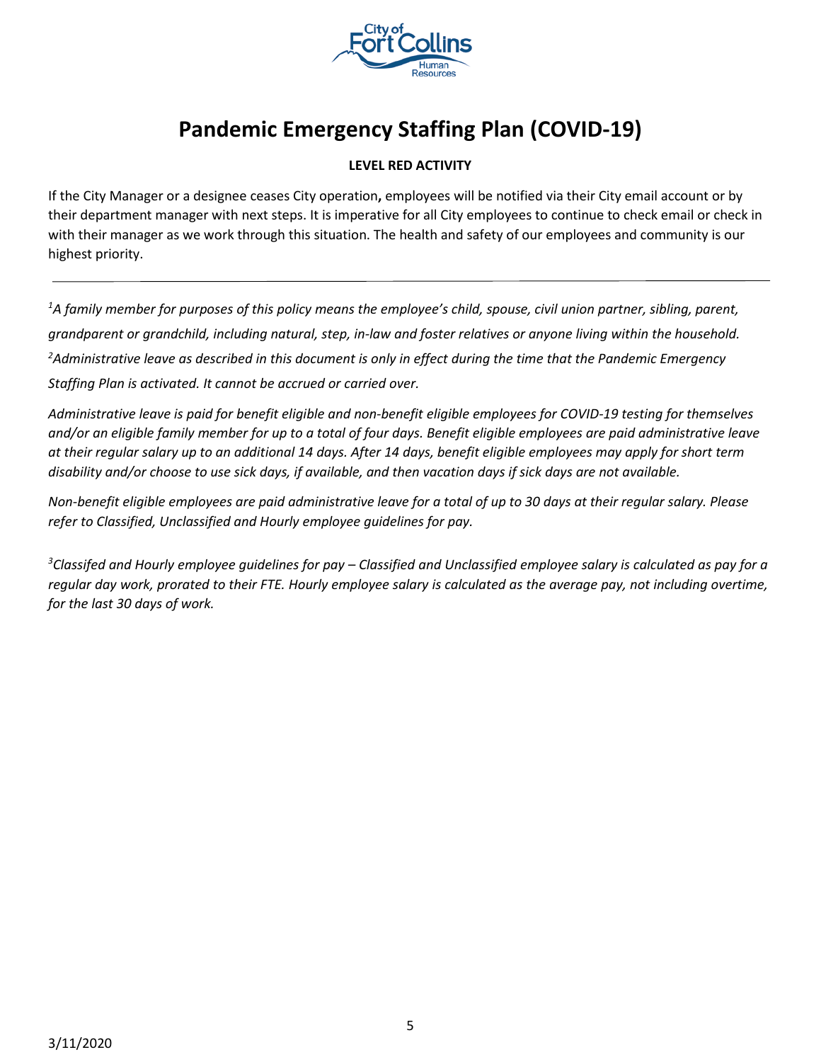# Pandemic Emergency Staffing Plan (COVID-19)

**LEVEL RED ACTIVITY**

If the City Manager or a designee ceases City operation**,** employees will be notified via their City email account or by their department manager with next steps. It is imperative for all City employees to continue to check email or check in with their manager as we work through this situation. The health and safety of our employees and community is our highest priority.

---

*[1]A family member for purposes of this policy means the employee's child, spouse, civil union partner, sibling, parent, grandparent or grandchild, including natural, step, in-law and foster relatives or anyone living within the household.*

*[2]Administrative leave as described in this document is only in effect during the time that the Pandemic Emergency Staffing Plan is activated. It cannot be accrued or carried over.*

*Administrative leave is paid for benefit eligible and non-benefit eligible employees for COVID-19 testing for themselves and/or an eligible family member for up to a total of four days. Benefit eligible employees are paid administrative leave at their regular salary up to an additional 14 days. After 14 days, benefit eligible employees may apply for short term disability and/or choose to use sick days, if available, and then vacation days if sick days are not available.*

*Non-benefit eligible employees are paid administrative leave for a total of up to 30 days at their regular salary. Please refer to Classified, Unclassified and Hourly employee guidelines for pay.*

*[3]Classifed and Hourly employee guidelines for pay – Classified and Unclassified employee salary is calculated as pay for a regular day work, prorated to their FTE. Hourly employee salary is calculated as the average pay, not including overtime, for the last 30 days of work.*

3/11/2020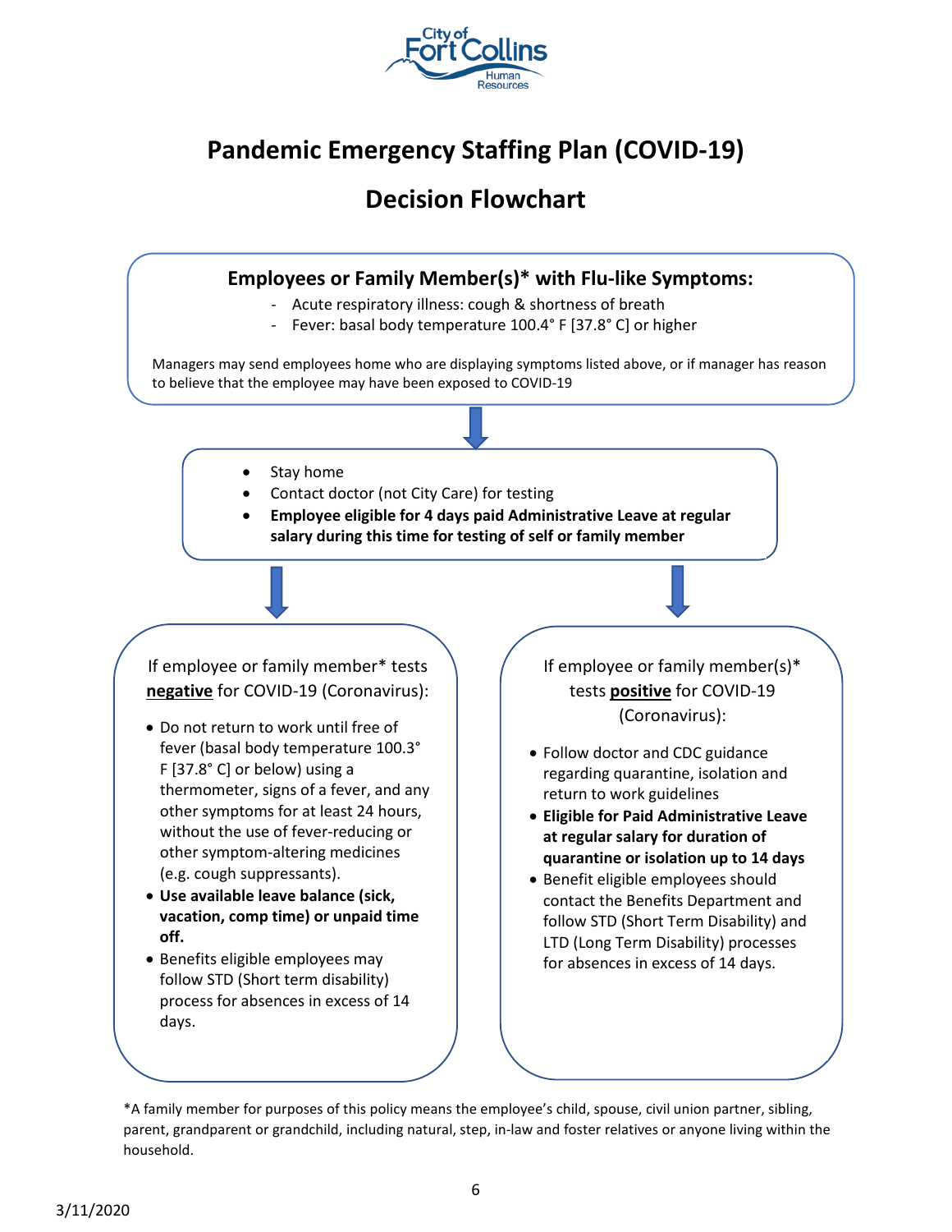City of Fort Collins Human Resources

# Pandemic Emergency Staffing Plan (COVID-19)

## Decision Flowchart

### Employees or Family Member(s)* with Flu-like Symptoms:

- Acute respiratory illness: cough & shortness of breath
- Fever: basal body temperature 100.4° F [37.8° C] or higher

Managers may send employees home who are displaying symptoms listed above, or if manager has reason to believe that the employee may have been exposed to COVID-19

- Stay home
- Contact doctor (not City Care) for testing
- **Employee eligible for 4 days paid Administrative Leave at regular salary during this time for testing of self or family member**

If employee or family member* tests **negative** for COVID-19 (Coronavirus):

- Do not return to work until free of fever (basal body temperature 100.3° F [37.8° C] or below) using a thermometer, signs of a fever, and any other symptoms for at least 24 hours, without the use of fever-reducing or other symptom-altering medicines (e.g. cough suppressants).
- **Use available leave balance (sick, vacation, comp time) or unpaid time off.**
- Benefits eligible employees may follow STD (Short term disability) process for absences in excess of 14 days.

If employee or family member(s)* tests **positive** for COVID-19 (Coronavirus):

- Follow doctor and CDC guidance regarding quarantine, isolation and return to work guidelines
- **Eligible for Paid Administrative Leave at regular salary for duration of quarantine or isolation up to 14 days**
- Benefit eligible employees should contact the Benefits Department and follow STD (Short Term Disability) and LTD (Long Term Disability) processes for absences in excess of 14 days.

*A family member for purposes of this policy means the employee's child, spouse, civil union partner, sibling, parent, grandparent or grandchild, including natural, step, in-law and foster relatives or anyone living within the household.

3/11/2020